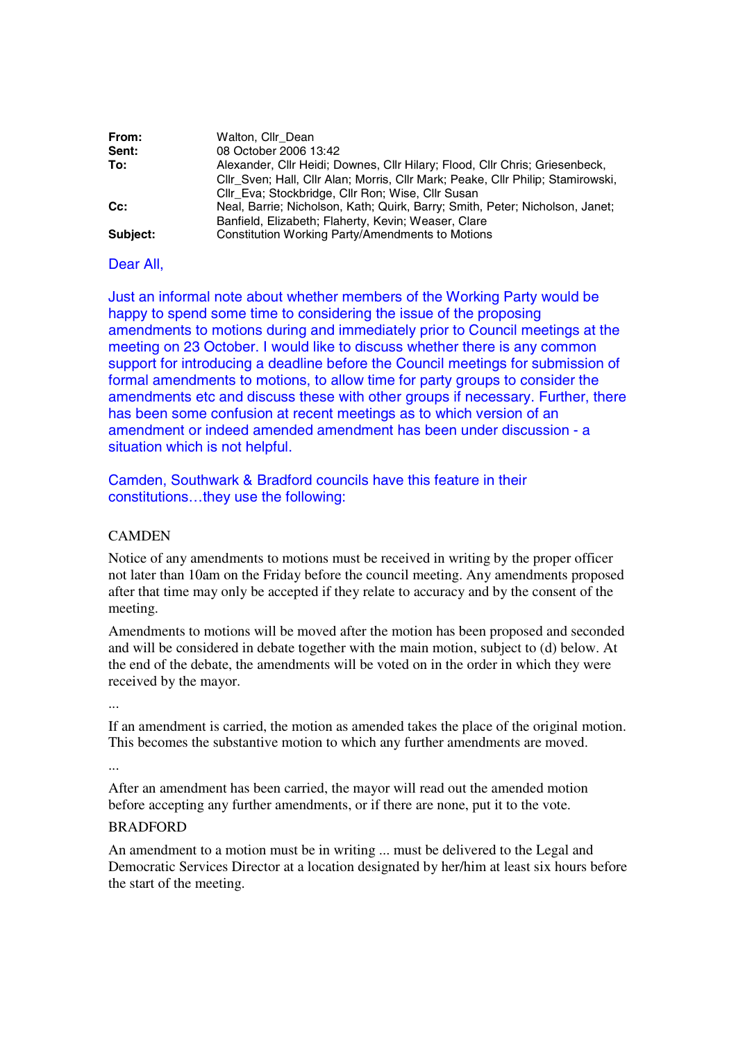**From:** Walton, Cllr_Dean
**Sent:** 08 October 2006 13:42
**To:** Alexander, Cllr Heidi; Downes, Cllr Hilary; Flood, Cllr Chris; Griesenbeck, Cllr_Sven; Hall, Cllr Alan; Morris, Cllr Mark; Peake, Cllr Philip; Stamirowski, Cllr_Eva; Stockbridge, Cllr Ron; Wise, Cllr Susan
**Cc:** Neal, Barrie; Nicholson, Kath; Quirk, Barry; Smith, Peter; Nicholson, Janet; Banfield, Elizabeth; Flaherty, Kevin; Weaser, Clare
**Subject:** Constitution Working Party/Amendments to Motions

Dear All,

Just an informal note about whether members of the Working Party would be happy to spend some time to considering the issue of the proposing amendments to motions during and immediately prior to Council meetings at the meeting on 23 October. I would like to discuss whether there is any common support for introducing a deadline before the Council meetings for submission of formal amendments to motions, to allow time for party groups to consider the amendments etc and discuss these with other groups if necessary. Further, there has been some confusion at recent meetings as to which version of an amendment or indeed amended amendment has been under discussion - a situation which is not helpful.

Camden, Southwark & Bradford councils have this feature in their constitutions…they use the following:

CAMDEN

Notice of any amendments to motions must be received in writing by the proper officer not later than 10am on the Friday before the council meeting. Any amendments proposed after that time may only be accepted if they relate to accuracy and by the consent of the meeting.

Amendments to motions will be moved after the motion has been proposed and seconded and will be considered in debate together with the main motion, subject to (d) below. At the end of the debate, the amendments will be voted on in the order in which they were received by the mayor.

...

If an amendment is carried, the motion as amended takes the place of the original motion. This becomes the substantive motion to which any further amendments are moved.

...

After an amendment has been carried, the mayor will read out the amended motion before accepting any further amendments, or if there are none, put it to the vote.

BRADFORD

An amendment to a motion must be in writing ... must be delivered to the Legal and Democratic Services Director at a location designated by her/him at least six hours before the start of the meeting.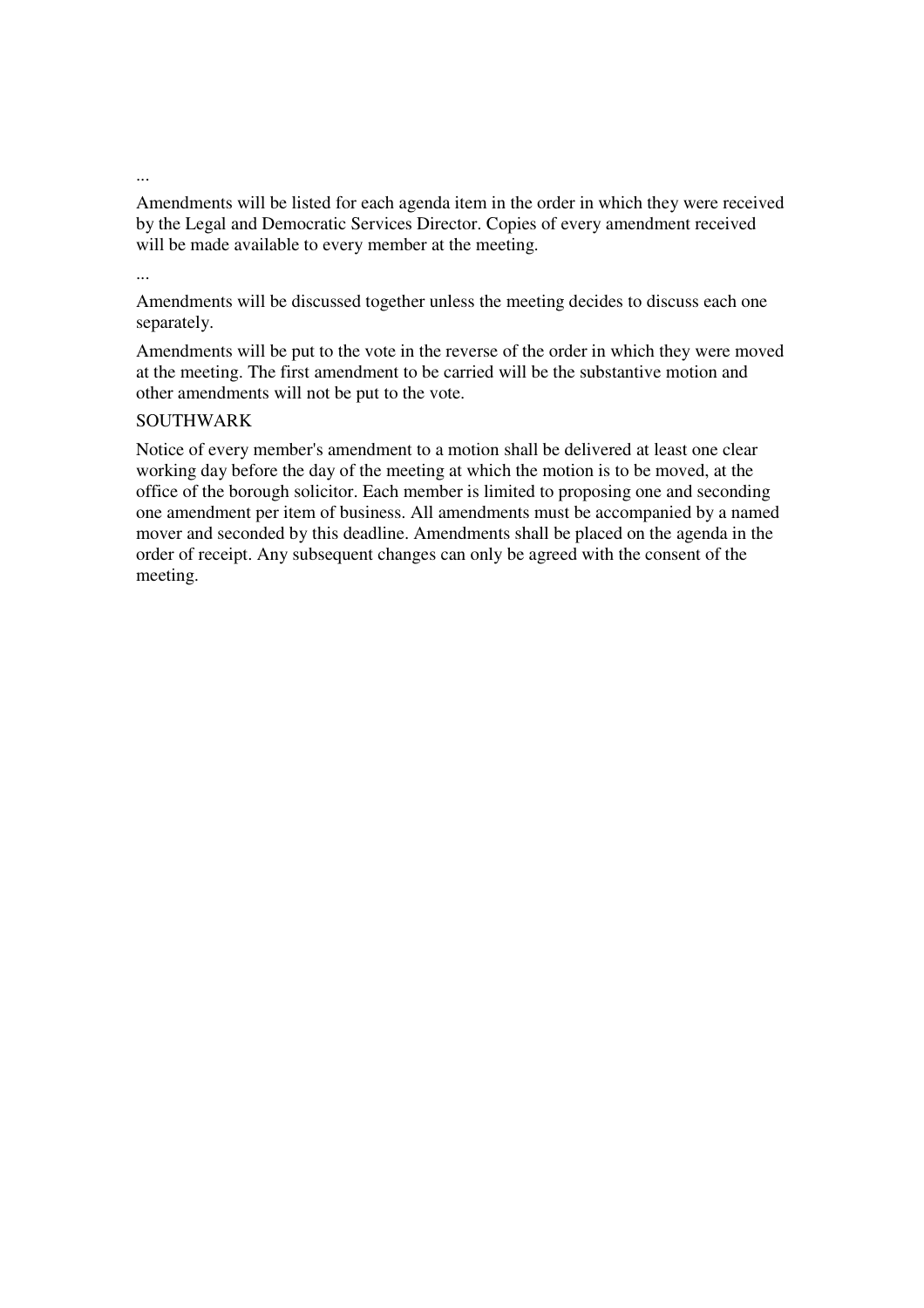...

Amendments will be listed for each agenda item in the order in which they were received by the Legal and Democratic Services Director. Copies of every amendment received will be made available to every member at the meeting.

...

Amendments will be discussed together unless the meeting decides to discuss each one separately.

Amendments will be put to the vote in the reverse of the order in which they were moved at the meeting. The first amendment to be carried will be the substantive motion and other amendments will not be put to the vote.

SOUTHWARK

Notice of every member's amendment to a motion shall be delivered at least one clear working day before the day of the meeting at which the motion is to be moved, at the office of the borough solicitor. Each member is limited to proposing one and seconding one amendment per item of business. All amendments must be accompanied by a named mover and seconded by this deadline. Amendments shall be placed on the agenda in the order of receipt. Any subsequent changes can only be agreed with the consent of the meeting.